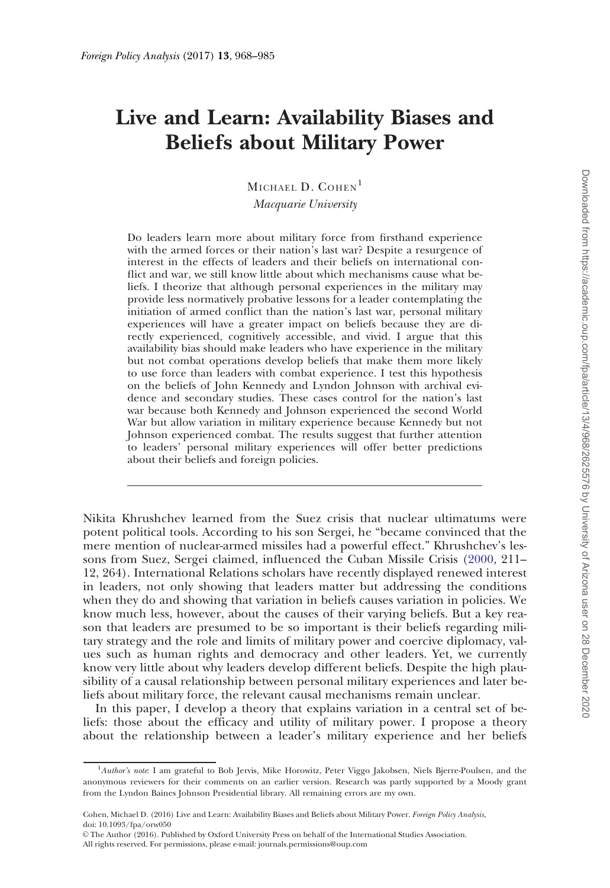# Live and Learn: Availability Biases and Beliefs about Military Power

Michael D. Cohen[1]

*Macquarie University*

Do leaders learn more about military force from firsthand experience with the armed forces or their nation's last war? Despite a resurgence of interest in the effects of leaders and their beliefs on international conflict and war, we still know little about which mechanisms cause what beliefs. I theorize that although personal experiences in the military may provide less normatively probative lessons for a leader contemplating the initiation of armed conflict than the nation's last war, personal military experiences will have a greater impact on beliefs because they are directly experienced, cognitively accessible, and vivid. I argue that this availability bias should make leaders who have experience in the military but not combat operations develop beliefs that make them more likely to use force than leaders with combat experience. I test this hypothesis on the beliefs of John Kennedy and Lyndon Johnson with archival evidence and secondary studies. These cases control for the nation's last war because both Kennedy and Johnson experienced the second World War but allow variation in military experience because Kennedy but not Johnson experienced combat. The results suggest that further attention to leaders' personal military experiences will offer better predictions about their beliefs and foreign policies.

---

Nikita Khrushchev learned from the Suez crisis that nuclear ultimatums were potent political tools. According to his son Sergei, he "became convinced that the mere mention of nuclear-armed missiles had a powerful effect." Khrushchev's lessons from Suez, Sergei claimed, influenced the Cuban Missile Crisis (2000, 211–12, 264). International Relations scholars have recently displayed renewed interest in leaders, not only showing that leaders matter but addressing the conditions when they do and showing that variation in beliefs causes variation in policies. We know much less, however, about the causes of their varying beliefs. But a key reason that leaders are presumed to be so important is their beliefs regarding military strategy and the role and limits of military power and coercive diplomacy, values such as human rights and democracy and other leaders. Yet, we currently know very little about why leaders develop different beliefs. Despite the high plausibility of a causal relationship between personal military experiences and later beliefs about military force, the relevant causal mechanisms remain unclear.

In this paper, I develop a theory that explains variation in a central set of beliefs: those about the efficacy and utility of military power. I propose a theory about the relationship between a leader's military experience and her beliefs

---

[1] *Author's note*: I am grateful to Bob Jervis, Mike Horowitz, Peter Viggo Jakobsen, Niels Bjerre-Poulsen, and the anonymous reviewers for their comments on an earlier version. Research was partly supported by a Moody grant from the Lyndon Baines Johnson Presidential library. All remaining errors are my own.

Cohen, Michael D. (2016) Live and Learn: Availability Biases and Beliefs about Military Power. *Foreign Policy Analysis*, doi: 10.1093/fpa/orw050

© The Author (2016). Published by Oxford University Press on behalf of the International Studies Association.
All rights reserved. For permissions, please e-mail: journals.permissions@oup.com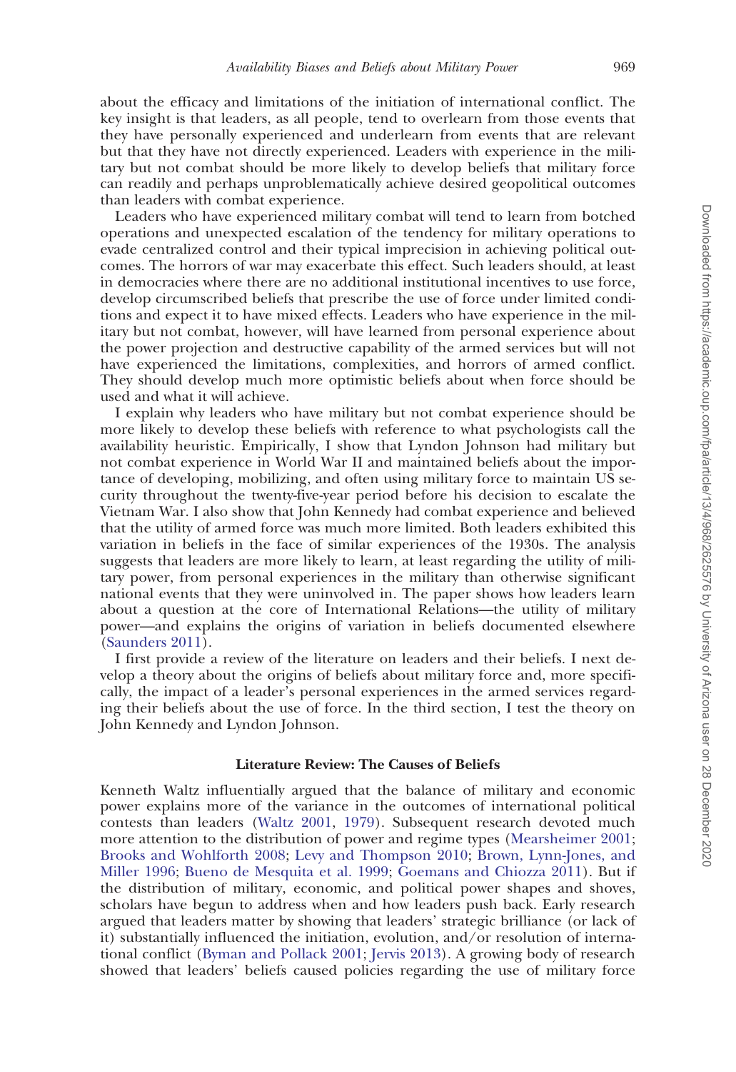about the efficacy and limitations of the initiation of international conflict. The key insight is that leaders, as all people, tend to overlearn from those events that they have personally experienced and underlearn from events that are relevant but that they have not directly experienced. Leaders with experience in the military but not combat should be more likely to develop beliefs that military force can readily and perhaps unproblematically achieve desired geopolitical outcomes than leaders with combat experience.

Leaders who have experienced military combat will tend to learn from botched operations and unexpected escalation of the tendency for military operations to evade centralized control and their typical imprecision in achieving political outcomes. The horrors of war may exacerbate this effect. Such leaders should, at least in democracies where there are no additional institutional incentives to use force, develop circumscribed beliefs that prescribe the use of force under limited conditions and expect it to have mixed effects. Leaders who have experience in the military but not combat, however, will have learned from personal experience about the power projection and destructive capability of the armed services but will not have experienced the limitations, complexities, and horrors of armed conflict. They should develop much more optimistic beliefs about when force should be used and what it will achieve.

I explain why leaders who have military but not combat experience should be more likely to develop these beliefs with reference to what psychologists call the availability heuristic. Empirically, I show that Lyndon Johnson had military but not combat experience in World War II and maintained beliefs about the importance of developing, mobilizing, and often using military force to maintain US security throughout the twenty-five-year period before his decision to escalate the Vietnam War. I also show that John Kennedy had combat experience and believed that the utility of armed force was much more limited. Both leaders exhibited this variation in beliefs in the face of similar experiences of the 1930s. The analysis suggests that leaders are more likely to learn, at least regarding the utility of military power, from personal experiences in the military than otherwise significant national events that they were uninvolved in. The paper shows how leaders learn about a question at the core of International Relations—the utility of military power—and explains the origins of variation in beliefs documented elsewhere (Saunders 2011).

I first provide a review of the literature on leaders and their beliefs. I next develop a theory about the origins of beliefs about military force and, more specifically, the impact of a leader's personal experiences in the armed services regarding their beliefs about the use of force. In the third section, I test the theory on John Kennedy and Lyndon Johnson.

## Literature Review: The Causes of Beliefs

Kenneth Waltz influentially argued that the balance of military and economic power explains more of the variance in the outcomes of international political contests than leaders (Waltz 2001, 1979). Subsequent research devoted much more attention to the distribution of power and regime types (Mearsheimer 2001; Brooks and Wohlforth 2008; Levy and Thompson 2010; Brown, Lynn-Jones, and Miller 1996; Bueno de Mesquita et al. 1999; Goemans and Chiozza 2011). But if the distribution of military, economic, and political power shapes and shoves, scholars have begun to address when and how leaders push back. Early research argued that leaders matter by showing that leaders' strategic brilliance (or lack of it) substantially influenced the initiation, evolution, and/or resolution of international conflict (Byman and Pollack 2001; Jervis 2013). A growing body of research showed that leaders' beliefs caused policies regarding the use of military force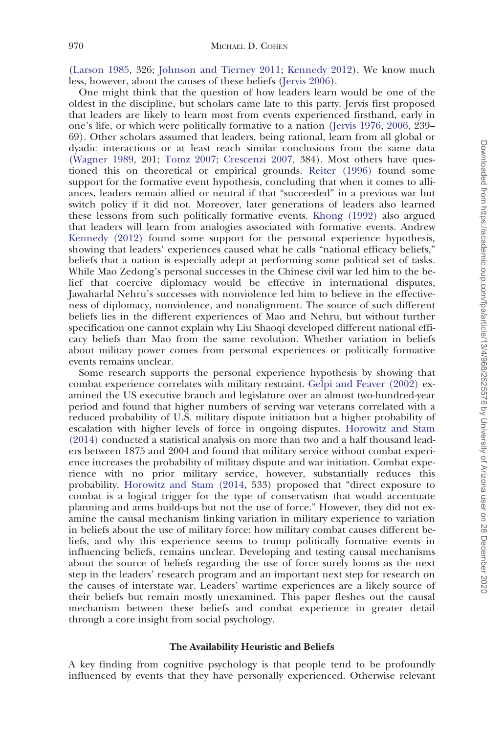(Larson 1985, 326; Johnson and Tierney 2011; Kennedy 2012). We know much less, however, about the causes of these beliefs (Jervis 2006).

One might think that the question of how leaders learn would be one of the oldest in the discipline, but scholars came late to this party. Jervis first proposed that leaders are likely to learn most from events experienced firsthand, early in one's life, or which were politically formative to a nation (Jervis 1976, 2006, 239–69). Other scholars assumed that leaders, being rational, learn from all global or dyadic interactions or at least reach similar conclusions from the same data (Wagner 1989, 201; Tomz 2007; Crescenzi 2007, 384). Most others have questioned this on theoretical or empirical grounds. Reiter (1996) found some support for the formative event hypothesis, concluding that when it comes to alliances, leaders remain allied or neutral if that "succeeded" in a previous war but switch policy if it did not. Moreover, later generations of leaders also learned these lessons from such politically formative events. Khong (1992) also argued that leaders will learn from analogies associated with formative events. Andrew Kennedy (2012) found some support for the personal experience hypothesis, showing that leaders' experiences caused what he calls "national efficacy beliefs," beliefs that a nation is especially adept at performing some political set of tasks. While Mao Zedong's personal successes in the Chinese civil war led him to the belief that coercive diplomacy would be effective in international disputes, Jawaharlal Nehru's successes with nonviolence led him to believe in the effectiveness of diplomacy, nonviolence, and nonalignment. The source of such different beliefs lies in the different experiences of Mao and Nehru, but without further specification one cannot explain why Liu Shaoqi developed different national efficacy beliefs than Mao from the same revolution. Whether variation in beliefs about military power comes from personal experiences or politically formative events remains unclear.

Some research supports the personal experience hypothesis by showing that combat experience correlates with military restraint. Gelpi and Feaver (2002) examined the US executive branch and legislature over an almost two-hundred-year period and found that higher numbers of serving war veterans correlated with a reduced probability of U.S. military dispute initiation but a higher probability of escalation with higher levels of force in ongoing disputes. Horowitz and Stam (2014) conducted a statistical analysis on more than two and a half thousand leaders between 1875 and 2004 and found that military service without combat experience increases the probability of military dispute and war initiation. Combat experience with no prior military service, however, substantially reduces this probability. Horowitz and Stam (2014, 533) proposed that "direct exposure to combat is a logical trigger for the type of conservatism that would accentuate planning and arms build-ups but not the use of force." However, they did not examine the causal mechanism linking variation in military experience to variation in beliefs about the use of military force: how military combat causes different beliefs, and why this experience seems to trump politically formative events in influencing beliefs, remains unclear. Developing and testing causal mechanisms about the source of beliefs regarding the use of force surely looms as the next step in the leaders' research program and an important next step for research on the causes of interstate war. Leaders' wartime experiences are a likely source of their beliefs but remain mostly unexamined. This paper fleshes out the causal mechanism between these beliefs and combat experience in greater detail through a core insight from social psychology.

## The Availability Heuristic and Beliefs

A key finding from cognitive psychology is that people tend to be profoundly influenced by events that they have personally experienced. Otherwise relevant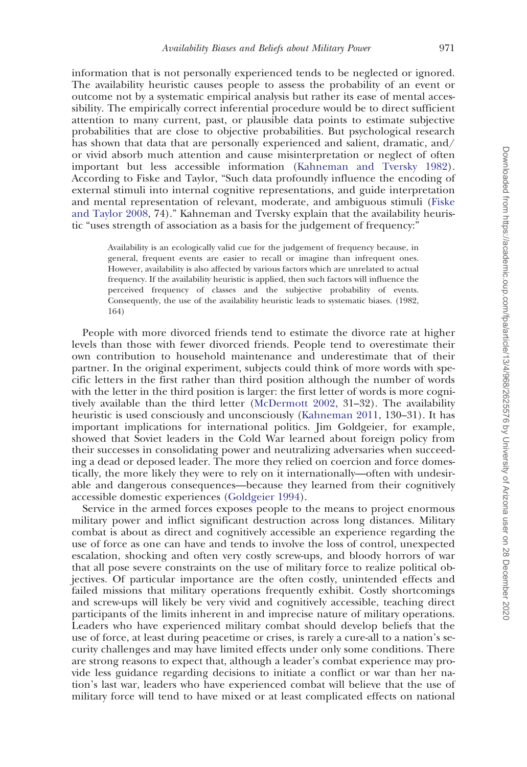information that is not personally experienced tends to be neglected or ignored. The availability heuristic causes people to assess the probability of an event or outcome not by a systematic empirical analysis but rather its ease of mental accessibility. The empirically correct inferential procedure would be to direct sufficient attention to many current, past, or plausible data points to estimate subjective probabilities that are close to objective probabilities. But psychological research has shown that data that are personally experienced and salient, dramatic, and/or vivid absorb much attention and cause misinterpretation or neglect of often important but less accessible information (Kahneman and Tversky 1982). According to Fiske and Taylor, "Such data profoundly influence the encoding of external stimuli into internal cognitive representations, and guide interpretation and mental representation of relevant, moderate, and ambiguous stimuli (Fiske and Taylor 2008, 74)." Kahneman and Tversky explain that the availability heuristic "uses strength of association as a basis for the judgement of frequency:"

> Availability is an ecologically valid cue for the judgement of frequency because, in general, frequent events are easier to recall or imagine than infrequent ones. However, availability is also affected by various factors which are unrelated to actual frequency. If the availability heuristic is applied, then such factors will influence the perceived frequency of classes and the subjective probability of events. Consequently, the use of the availability heuristic leads to systematic biases. (1982, 164)

People with more divorced friends tend to estimate the divorce rate at higher levels than those with fewer divorced friends. People tend to overestimate their own contribution to household maintenance and underestimate that of their partner. In the original experiment, subjects could think of more words with specific letters in the first rather than third position although the number of words with the letter in the third position is larger: the first letter of words is more cognitively available than the third letter (McDermott 2002, 31–32). The availability heuristic is used consciously and unconsciously (Kahneman 2011, 130–31). It has important implications for international politics. Jim Goldgeier, for example, showed that Soviet leaders in the Cold War learned about foreign policy from their successes in consolidating power and neutralizing adversaries when succeeding a dead or deposed leader. The more they relied on coercion and force domestically, the more likely they were to rely on it internationally—often with undesirable and dangerous consequences—because they learned from their cognitively accessible domestic experiences (Goldgeier 1994).

Service in the armed forces exposes people to the means to project enormous military power and inflict significant destruction across long distances. Military combat is about as direct and cognitively accessible an experience regarding the use of force as one can have and tends to involve the loss of control, unexpected escalation, shocking and often very costly screw-ups, and bloody horrors of war that all pose severe constraints on the use of military force to realize political objectives. Of particular importance are the often costly, unintended effects and failed missions that military operations frequently exhibit. Costly shortcomings and screw-ups will likely be very vivid and cognitively accessible, teaching direct participants of the limits inherent in and imprecise nature of military operations. Leaders who have experienced military combat should develop beliefs that the use of force, at least during peacetime or crises, is rarely a cure-all to a nation's security challenges and may have limited effects under only some conditions. There are strong reasons to expect that, although a leader's combat experience may provide less guidance regarding decisions to initiate a conflict or war than her nation's last war, leaders who have experienced combat will believe that the use of military force will tend to have mixed or at least complicated effects on national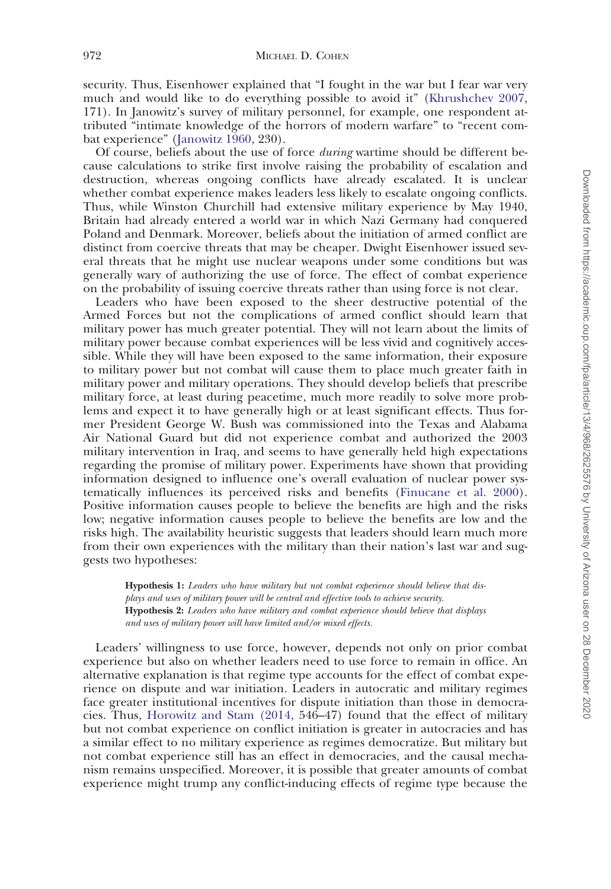security. Thus, Eisenhower explained that "I fought in the war but I fear war very much and would like to do everything possible to avoid it" (Khrushchev 2007, 171). In Janowitz's survey of military personnel, for example, one respondent attributed "intimate knowledge of the horrors of modern warfare" to "recent combat experience" (Janowitz 1960, 230).

Of course, beliefs about the use of force *during* wartime should be different because calculations to strike first involve raising the probability of escalation and destruction, whereas ongoing conflicts have already escalated. It is unclear whether combat experience makes leaders less likely to escalate ongoing conflicts. Thus, while Winston Churchill had extensive military experience by May 1940, Britain had already entered a world war in which Nazi Germany had conquered Poland and Denmark. Moreover, beliefs about the initiation of armed conflict are distinct from coercive threats that may be cheaper. Dwight Eisenhower issued several threats that he might use nuclear weapons under some conditions but was generally wary of authorizing the use of force. The effect of combat experience on the probability of issuing coercive threats rather than using force is not clear.

Leaders who have been exposed to the sheer destructive potential of the Armed Forces but not the complications of armed conflict should learn that military power has much greater potential. They will not learn about the limits of military power because combat experiences will be less vivid and cognitively accessible. While they will have been exposed to the same information, their exposure to military power but not combat will cause them to place much greater faith in military power and military operations. They should develop beliefs that prescribe military force, at least during peacetime, much more readily to solve more problems and expect it to have generally high or at least significant effects. Thus former President George W. Bush was commissioned into the Texas and Alabama Air National Guard but did not experience combat and authorized the 2003 military intervention in Iraq, and seems to have generally held high expectations regarding the promise of military power. Experiments have shown that providing information designed to influence one's overall evaluation of nuclear power systematically influences its perceived risks and benefits (Finucane et al. 2000). Positive information causes people to believe the benefits are high and the risks low; negative information causes people to believe the benefits are low and the risks high. The availability heuristic suggests that leaders should learn much more from their own experiences with the military than their nation's last war and suggests two hypotheses:

> **Hypothesis 1:** *Leaders who have military but not combat experience should believe that displays and uses of military power will be central and effective tools to achieve security.*
> **Hypothesis 2:** *Leaders who have military and combat experience should believe that displays and uses of military power will have limited and/or mixed effects.*

Leaders' willingness to use force, however, depends not only on prior combat experience but also on whether leaders need to use force to remain in office. An alternative explanation is that regime type accounts for the effect of combat experience on dispute and war initiation. Leaders in autocratic and military regimes face greater institutional incentives for dispute initiation than those in democracies. Thus, Horowitz and Stam (2014, 546–47) found that the effect of military but not combat experience on conflict initiation is greater in autocracies and has a similar effect to no military experience as regimes democratize. But military but not combat experience still has an effect in democracies, and the causal mechanism remains unspecified. Moreover, it is possible that greater amounts of combat experience might trump any conflict-inducing effects of regime type because the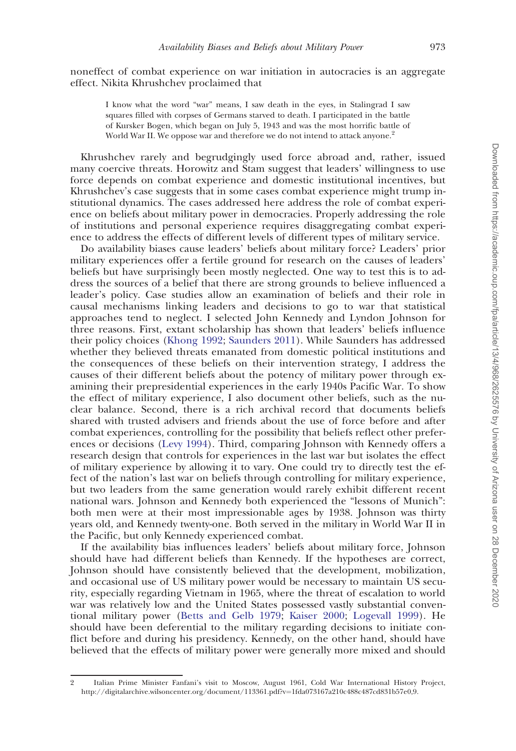noneffect of combat experience on war initiation in autocracies is an aggregate effect. Nikita Khrushchev proclaimed that

> I know what the word "war" means, I saw death in the eyes, in Stalingrad I saw squares filled with corpses of Germans starved to death. I participated in the battle of Kursker Bogen, which began on July 5, 1943 and was the most horrific battle of World War II. We oppose war and therefore we do not intend to attack anyone.[2]

Khrushchev rarely and begrudgingly used force abroad and, rather, issued many coercive threats. Horowitz and Stam suggest that leaders' willingness to use force depends on combat experience and domestic institutional incentives, but Khrushchev's case suggests that in some cases combat experience might trump institutional dynamics. The cases addressed here address the role of combat experience on beliefs about military power in democracies. Properly addressing the role of institutions and personal experience requires disaggregating combat experience to address the effects of different levels of different types of military service.

Do availability biases cause leaders' beliefs about military force? Leaders' prior military experiences offer a fertile ground for research on the causes of leaders' beliefs but have surprisingly been mostly neglected. One way to test this is to address the sources of a belief that there are strong grounds to believe influenced a leader's policy. Case studies allow an examination of beliefs and their role in causal mechanisms linking leaders and decisions to go to war that statistical approaches tend to neglect. I selected John Kennedy and Lyndon Johnson for three reasons. First, extant scholarship has shown that leaders' beliefs influence their policy choices (Khong 1992; Saunders 2011). While Saunders has addressed whether they believed threats emanated from domestic political institutions and the consequences of these beliefs on their intervention strategy, I address the causes of their different beliefs about the potency of military power through examining their prepresidential experiences in the early 1940s Pacific War. To show the effect of military experience, I also document other beliefs, such as the nuclear balance. Second, there is a rich archival record that documents beliefs shared with trusted advisers and friends about the use of force before and after combat experiences, controlling for the possibility that beliefs reflect other preferences or decisions (Levy 1994). Third, comparing Johnson with Kennedy offers a research design that controls for experiences in the last war but isolates the effect of military experience by allowing it to vary. One could try to directly test the effect of the nation's last war on beliefs through controlling for military experience, but two leaders from the same generation would rarely exhibit different recent national wars. Johnson and Kennedy both experienced the "lessons of Munich": both men were at their most impressionable ages by 1938. Johnson was thirty years old, and Kennedy twenty-one. Both served in the military in World War II in the Pacific, but only Kennedy experienced combat.

If the availability bias influences leaders' beliefs about military force, Johnson should have had different beliefs than Kennedy. If the hypotheses are correct, Johnson should have consistently believed that the development, mobilization, and occasional use of US military power would be necessary to maintain US security, especially regarding Vietnam in 1965, where the threat of escalation to world war was relatively low and the United States possessed vastly substantial conventional military power (Betts and Gelb 1979; Kaiser 2000; Logevall 1999). He should have been deferential to the military regarding decisions to initiate conflict before and during his presidency. Kennedy, on the other hand, should have believed that the effects of military power were generally more mixed and should

---

[2] Italian Prime Minister Fanfani's visit to Moscow, August 1961, Cold War International History Project, http://digitalarchive.wilsoncenter.org/document/113361.pdf?v=1fda073167a210c488c487cd831b57e0,9.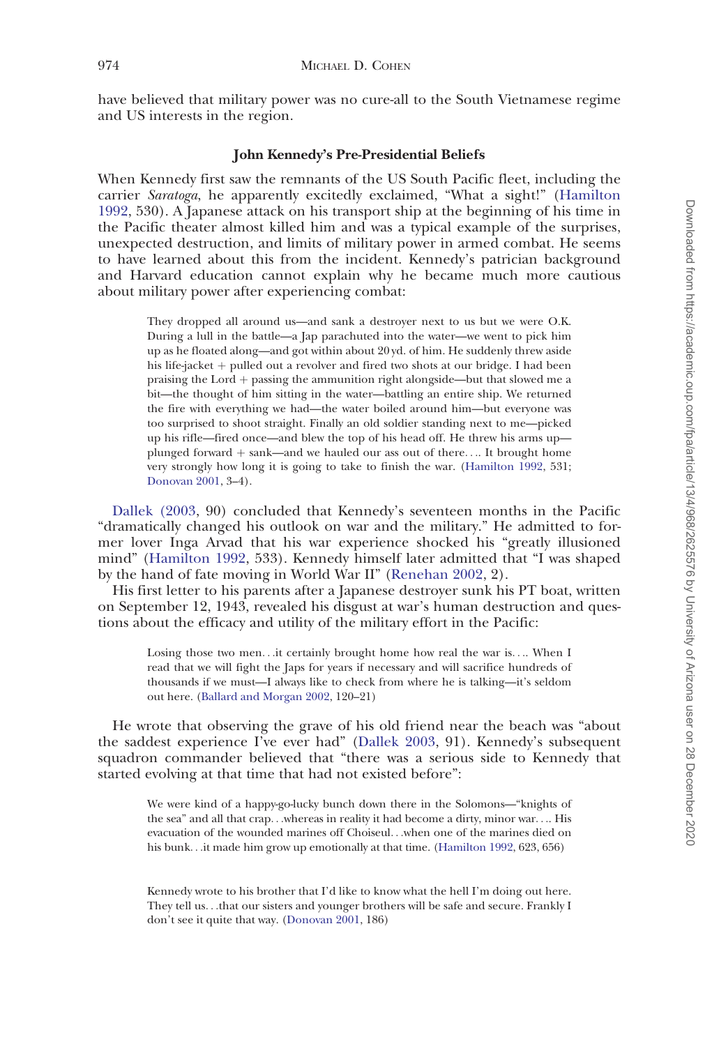have believed that military power was no cure-all to the South Vietnamese regime and US interests in the region.

### John Kennedy's Pre-Presidential Beliefs

When Kennedy first saw the remnants of the US South Pacific fleet, including the carrier *Saratoga*, he apparently excitedly exclaimed, "What a sight!" (Hamilton 1992, 530). A Japanese attack on his transport ship at the beginning of his time in the Pacific theater almost killed him and was a typical example of the surprises, unexpected destruction, and limits of military power in armed combat. He seems to have learned about this from the incident. Kennedy's patrician background and Harvard education cannot explain why he became much more cautious about military power after experiencing combat:

> They dropped all around us—and sank a destroyer next to us but we were O.K. During a lull in the battle—a Jap parachuted into the water—we went to pick him up as he floated along—and got within about 20 yd. of him. He suddenly threw aside his life-jacket + pulled out a revolver and fired two shots at our bridge. I had been praising the Lord + passing the ammunition right alongside—but that slowed me a bit—the thought of him sitting in the water—battling an entire ship. We returned the fire with everything we had—the water boiled around him—but everyone was too surprised to shoot straight. Finally an old soldier standing next to me—picked up his rifle—fired once—and blew the top of his head off. He threw his arms up—plunged forward + sank—and we hauled our ass out of there.... It brought home very strongly how long it is going to take to finish the war. (Hamilton 1992, 531; Donovan 2001, 3–4).

Dallek (2003, 90) concluded that Kennedy's seventeen months in the Pacific "dramatically changed his outlook on war and the military." He admitted to former lover Inga Arvad that his war experience shocked his "greatly illusioned mind" (Hamilton 1992, 533). Kennedy himself later admitted that "I was shaped by the hand of fate moving in World War II" (Renehan 2002, 2).

His first letter to his parents after a Japanese destroyer sunk his PT boat, written on September 12, 1943, revealed his disgust at war's human destruction and questions about the efficacy and utility of the military effort in the Pacific:

> Losing those two men...it certainly brought home how real the war is.... When I read that we will fight the Japs for years if necessary and will sacrifice hundreds of thousands if we must—I always like to check from where he is talking—it's seldom out here. (Ballard and Morgan 2002, 120–21)

He wrote that observing the grave of his old friend near the beach was "about the saddest experience I've ever had" (Dallek 2003, 91). Kennedy's subsequent squadron commander believed that "there was a serious side to Kennedy that started evolving at that time that had not existed before":

> We were kind of a happy-go-lucky bunch down there in the Solomons—"knights of the sea" and all that crap...whereas in reality it had become a dirty, minor war.... His evacuation of the wounded marines off Choiseul...when one of the marines died on his bunk...it made him grow up emotionally at that time. (Hamilton 1992, 623, 656)

> Kennedy wrote to his brother that I'd like to know what the hell I'm doing out here. They tell us...that our sisters and younger brothers will be safe and secure. Frankly I don't see it quite that way. (Donovan 2001, 186)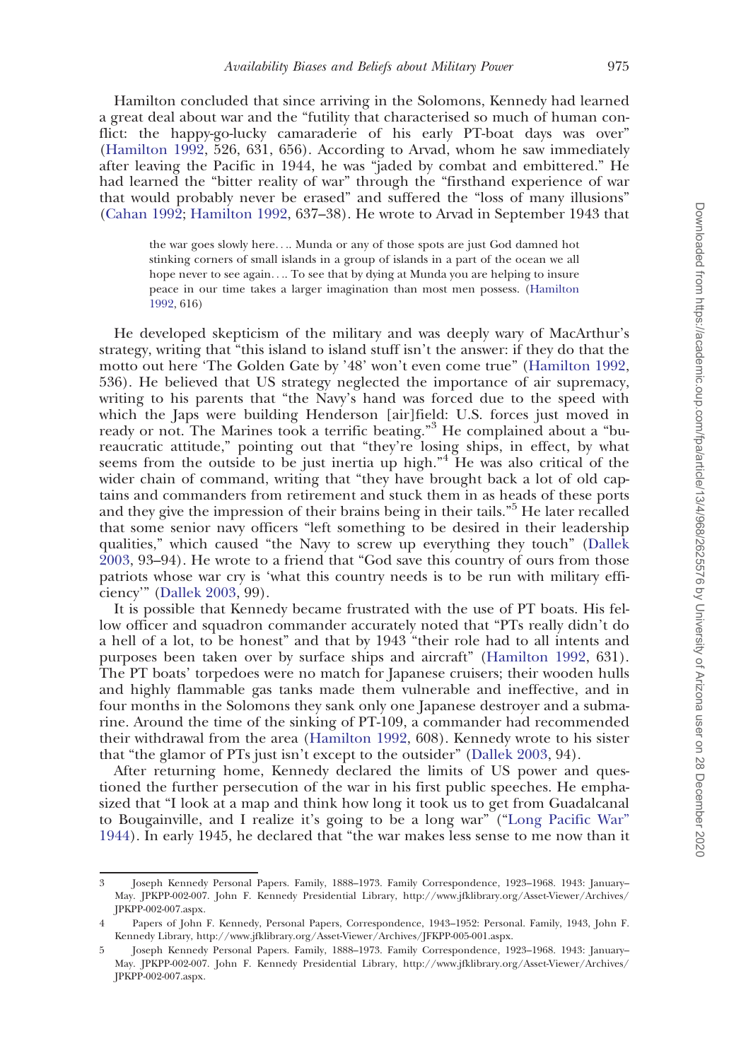Hamilton concluded that since arriving in the Solomons, Kennedy had learned a great deal about war and the "futility that characterised so much of human conflict: the happy-go-lucky camaraderie of his early PT-boat days was over" (Hamilton 1992, 526, 631, 656). According to Arvad, whom he saw immediately after leaving the Pacific in 1944, he was "jaded by combat and embittered." He had learned the "bitter reality of war" through the "firsthand experience of war that would probably never be erased" and suffered the "loss of many illusions" (Cahan 1992; Hamilton 1992, 637–38). He wrote to Arvad in September 1943 that

> the war goes slowly here.... Munda or any of those spots are just God damned hot stinking corners of small islands in a group of islands in a part of the ocean we all hope never to see again.... To see that by dying at Munda you are helping to insure peace in our time takes a larger imagination than most men possess. (Hamilton 1992, 616)

He developed skepticism of the military and was deeply wary of MacArthur's strategy, writing that "this island to island stuff isn't the answer: if they do that the motto out here 'The Golden Gate by '48' won't even come true" (Hamilton 1992, 536). He believed that US strategy neglected the importance of air supremacy, writing to his parents that "the Navy's hand was forced due to the speed with which the Japs were building Henderson [air]field: U.S. forces just moved in ready or not. The Marines took a terrific beating."[3] He complained about a "bureaucratic attitude," pointing out that "they're losing ships, in effect, by what seems from the outside to be just inertia up high."[4] He was also critical of the wider chain of command, writing that "they have brought back a lot of old captains and commanders from retirement and stuck them in as heads of these ports and they give the impression of their brains being in their tails."[5] He later recalled that some senior navy officers "left something to be desired in their leadership qualities," which caused "the Navy to screw up everything they touch" (Dallek 2003, 93–94). He wrote to a friend that "God save this country of ours from those patriots whose war cry is 'what this country needs is to be run with military efficiency'" (Dallek 2003, 99).

It is possible that Kennedy became frustrated with the use of PT boats. His fellow officer and squadron commander accurately noted that "PTs really didn't do a hell of a lot, to be honest" and that by 1943 "their role had to all intents and purposes been taken over by surface ships and aircraft" (Hamilton 1992, 631). The PT boats' torpedoes were no match for Japanese cruisers; their wooden hulls and highly flammable gas tanks made them vulnerable and ineffective, and in four months in the Solomons they sank only one Japanese destroyer and a submarine. Around the time of the sinking of PT-109, a commander had recommended their withdrawal from the area (Hamilton 1992, 608). Kennedy wrote to his sister that "the glamor of PTs just isn't except to the outsider" (Dallek 2003, 94).

After returning home, Kennedy declared the limits of US power and questioned the further persecution of the war in his first public speeches. He emphasized that "I look at a map and think how long it took us to get from Guadalcanal to Bougainville, and I realize it's going to be a long war" ("Long Pacific War" 1944). In early 1945, he declared that "the war makes less sense to me now than it

---

3 Joseph Kennedy Personal Papers. Family, 1888–1973. Family Correspondence, 1923–1968. 1943: January–May. JPKPP-002-007. John F. Kennedy Presidential Library, http://www.jfklibrary.org/Asset-Viewer/Archives/JPKPP-002-007.aspx.

4 Papers of John F. Kennedy, Personal Papers, Correspondence, 1943–1952: Personal. Family, 1943, John F. Kennedy Library, http://www.jfklibrary.org/Asset-Viewer/Archives/JFKPP-005-001.aspx.

5 Joseph Kennedy Personal Papers. Family, 1888–1973. Family Correspondence, 1923–1968. 1943: January–May. JPKPP-002-007. John F. Kennedy Presidential Library, http://www.jfklibrary.org/Asset-Viewer/Archives/JPKPP-002-007.aspx.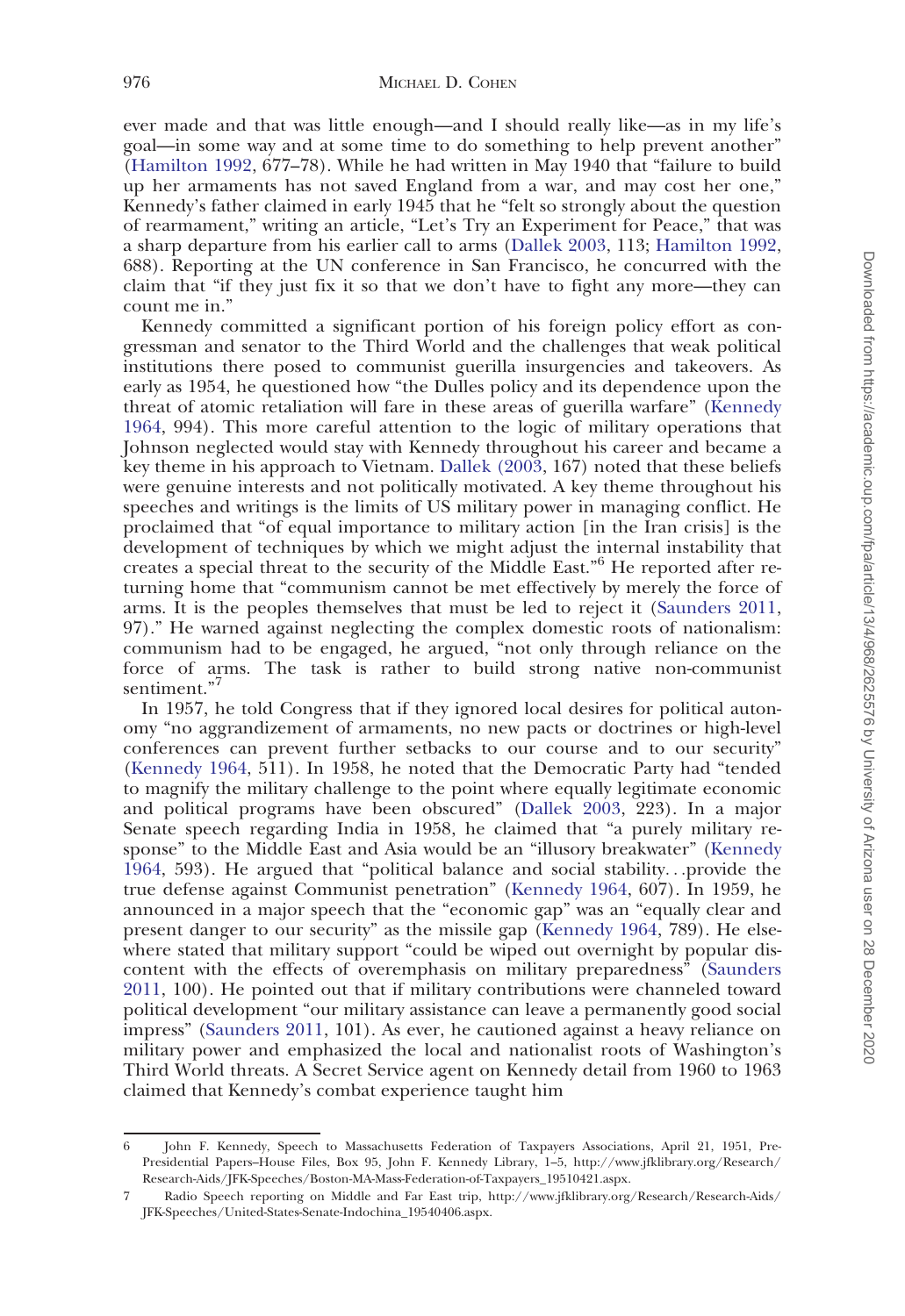ever made and that was little enough—and I should really like—as in my life's goal—in some way and at some time to do something to help prevent another" (Hamilton 1992, 677–78). While he had written in May 1940 that "failure to build up her armaments has not saved England from a war, and may cost her one," Kennedy's father claimed in early 1945 that he "felt so strongly about the question of rearmament," writing an article, "Let's Try an Experiment for Peace," that was a sharp departure from his earlier call to arms (Dallek 2003, 113; Hamilton 1992, 688). Reporting at the UN conference in San Francisco, he concurred with the claim that "if they just fix it so that we don't have to fight any more—they can count me in."

Kennedy committed a significant portion of his foreign policy effort as congressman and senator to the Third World and the challenges that weak political institutions there posed to communist guerilla insurgencies and takeovers. As early as 1954, he questioned how "the Dulles policy and its dependence upon the threat of atomic retaliation will fare in these areas of guerilla warfare" (Kennedy 1964, 994). This more careful attention to the logic of military operations that Johnson neglected would stay with Kennedy throughout his career and became a key theme in his approach to Vietnam. Dallek (2003, 167) noted that these beliefs were genuine interests and not politically motivated. A key theme throughout his speeches and writings is the limits of US military power in managing conflict. He proclaimed that "of equal importance to military action [in the Iran crisis] is the development of techniques by which we might adjust the internal instability that creates a special threat to the security of the Middle East."[6] He reported after returning home that "communism cannot be met effectively by merely the force of arms. It is the peoples themselves that must be led to reject it (Saunders 2011, 97)." He warned against neglecting the complex domestic roots of nationalism: communism had to be engaged, he argued, "not only through reliance on the force of arms. The task is rather to build strong native non-communist sentiment."[7]

In 1957, he told Congress that if they ignored local desires for political autonomy "no aggrandizement of armaments, no new pacts or doctrines or high-level conferences can prevent further setbacks to our course and to our security" (Kennedy 1964, 511). In 1958, he noted that the Democratic Party had "tended to magnify the military challenge to the point where equally legitimate economic and political programs have been obscured" (Dallek 2003, 223). In a major Senate speech regarding India in 1958, he claimed that "a purely military response" to the Middle East and Asia would be an "illusory breakwater" (Kennedy 1964, 593). He argued that "political balance and social stability…provide the true defense against Communist penetration" (Kennedy 1964, 607). In 1959, he announced in a major speech that the "economic gap" was an "equally clear and present danger to our security" as the missile gap (Kennedy 1964, 789). He elsewhere stated that military support "could be wiped out overnight by popular discontent with the effects of overemphasis on military preparedness" (Saunders 2011, 100). He pointed out that if military contributions were channeled toward political development "our military assistance can leave a permanently good social impress" (Saunders 2011, 101). As ever, he cautioned against a heavy reliance on military power and emphasized the local and nationalist roots of Washington's Third World threats. A Secret Service agent on Kennedy detail from 1960 to 1963 claimed that Kennedy's combat experience taught him

---

6 John F. Kennedy, Speech to Massachusetts Federation of Taxpayers Associations, April 21, 1951, Pre-Presidential Papers–House Files, Box 95, John F. Kennedy Library, 1–5, http://www.jfklibrary.org/Research/Research-Aids/JFK-Speeches/Boston-MA-Mass-Federation-of-Taxpayers_19510421.aspx.

7 Radio Speech reporting on Middle and Far East trip, http://www.jfklibrary.org/Research/Research-Aids/JFK-Speeches/United-States-Senate-Indochina_19540406.aspx.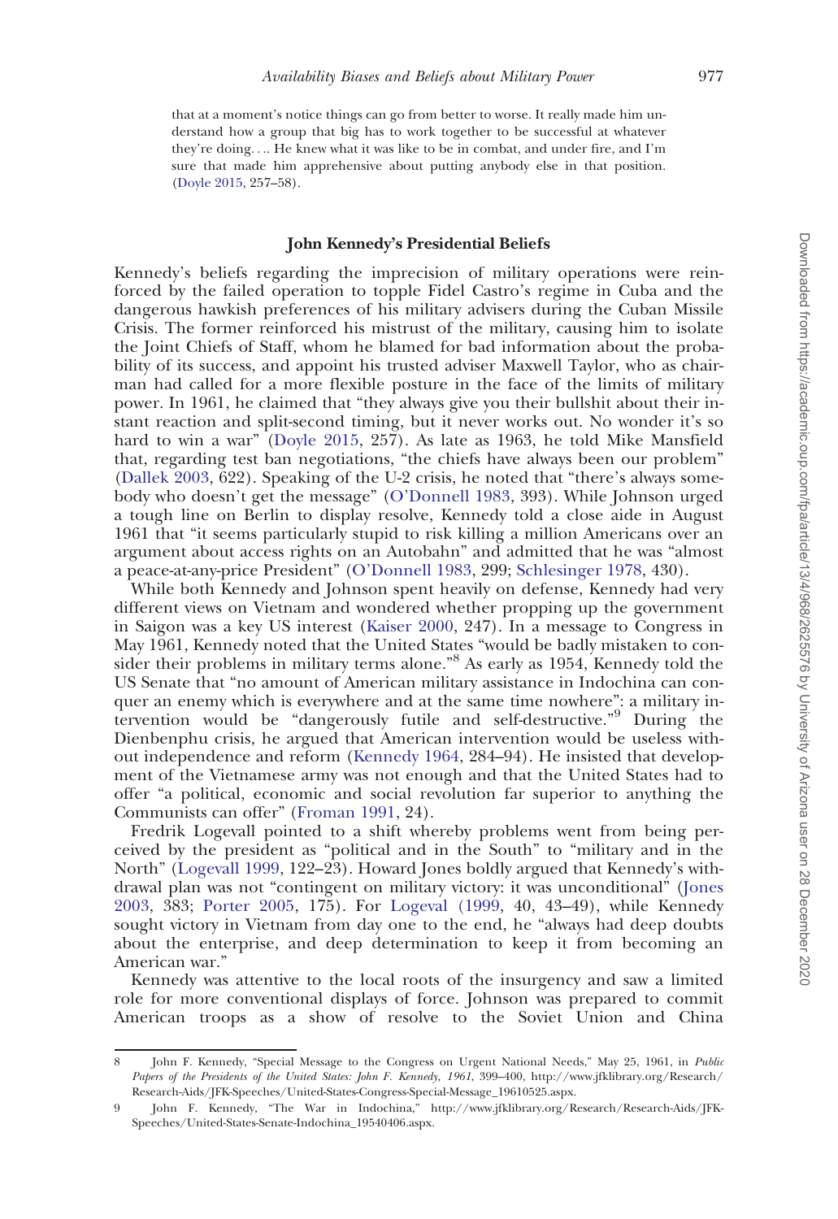that at a moment's notice things can go from better to worse. It really made him understand how a group that big has to work together to be successful at whatever they're doing.... He knew what it was like to be in combat, and under fire, and I'm sure that made him apprehensive about putting anybody else in that position. (Doyle 2015, 257–58).

### John Kennedy's Presidential Beliefs

Kennedy's beliefs regarding the imprecision of military operations were reinforced by the failed operation to topple Fidel Castro's regime in Cuba and the dangerous hawkish preferences of his military advisers during the Cuban Missile Crisis. The former reinforced his mistrust of the military, causing him to isolate the Joint Chiefs of Staff, whom he blamed for bad information about the probability of its success, and appoint his trusted adviser Maxwell Taylor, who as chairman had called for a more flexible posture in the face of the limits of military power. In 1961, he claimed that "they always give you their bullshit about their instant reaction and split-second timing, but it never works out. No wonder it's so hard to win a war" (Doyle 2015, 257). As late as 1963, he told Mike Mansfield that, regarding test ban negotiations, "the chiefs have always been our problem" (Dallek 2003, 622). Speaking of the U-2 crisis, he noted that "there's always somebody who doesn't get the message" (O'Donnell 1983, 393). While Johnson urged a tough line on Berlin to display resolve, Kennedy told a close aide in August 1961 that "it seems particularly stupid to risk killing a million Americans over an argument about access rights on an Autobahn" and admitted that he was "almost a peace-at-any-price President" (O'Donnell 1983, 299; Schlesinger 1978, 430).

While both Kennedy and Johnson spent heavily on defense, Kennedy had very different views on Vietnam and wondered whether propping up the government in Saigon was a key US interest (Kaiser 2000, 247). In a message to Congress in May 1961, Kennedy noted that the United States "would be badly mistaken to consider their problems in military terms alone."[8] As early as 1954, Kennedy told the US Senate that "no amount of American military assistance in Indochina can conquer an enemy which is everywhere and at the same time nowhere": a military intervention would be "dangerously futile and self-destructive."[9] During the Dienbenphu crisis, he argued that American intervention would be useless without independence and reform (Kennedy 1964, 284–94). He insisted that development of the Vietnamese army was not enough and that the United States had to offer "a political, economic and social revolution far superior to anything the Communists can offer" (Froman 1991, 24).

Fredrik Logevall pointed to a shift whereby problems went from being perceived by the president as "political and in the South" to "military and in the North" (Logevall 1999, 122–23). Howard Jones boldly argued that Kennedy's withdrawal plan was not "contingent on military victory: it was unconditional" (Jones 2003, 383; Porter 2005, 175). For Logeval (1999, 40, 43–49), while Kennedy sought victory in Vietnam from day one to the end, he "always had deep doubts about the enterprise, and deep determination to keep it from becoming an American war."

Kennedy was attentive to the local roots of the insurgency and saw a limited role for more conventional displays of force. Johnson was prepared to commit American troops as a show of resolve to the Soviet Union and China

---

8 John F. Kennedy, "Special Message to the Congress on Urgent National Needs," May 25, 1961, in *Public Papers of the Presidents of the United States: John F. Kennedy, 1961*, 399–400, http://www.jfklibrary.org/Research/Research-Aids/JFK-Speeches/United-States-Congress-Special-Message_19610525.aspx.

9 John F. Kennedy, "The War in Indochina," http://www.jfklibrary.org/Research/Research-Aids/JFK-Speeches/United-States-Senate-Indochina_19540406.aspx.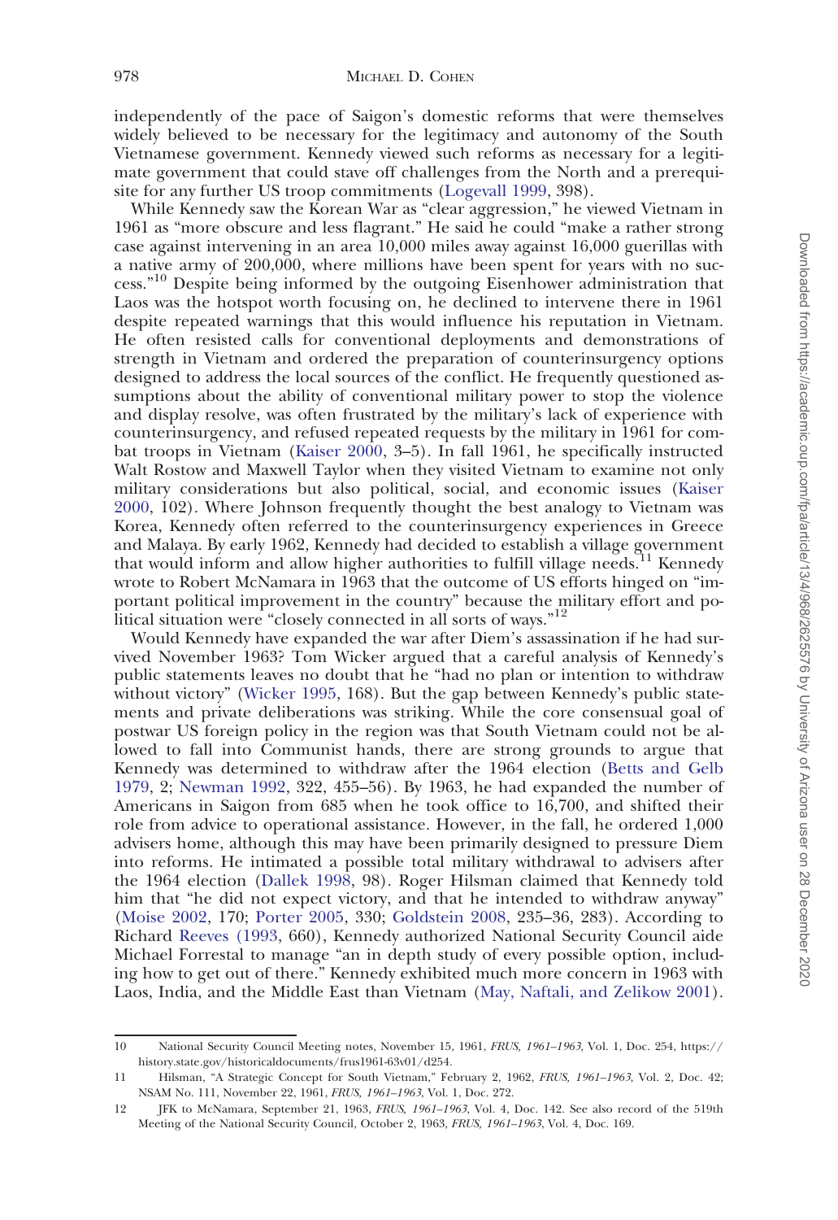independently of the pace of Saigon's domestic reforms that were themselves widely believed to be necessary for the legitimacy and autonomy of the South Vietnamese government. Kennedy viewed such reforms as necessary for a legitimate government that could stave off challenges from the North and a prerequisite for any further US troop commitments (Logevall 1999, 398).

While Kennedy saw the Korean War as "clear aggression," he viewed Vietnam in 1961 as "more obscure and less flagrant." He said he could "make a rather strong case against intervening in an area 10,000 miles away against 16,000 guerillas with a native army of 200,000, where millions have been spent for years with no success."[10] Despite being informed by the outgoing Eisenhower administration that Laos was the hotspot worth focusing on, he declined to intervene there in 1961 despite repeated warnings that this would influence his reputation in Vietnam. He often resisted calls for conventional deployments and demonstrations of strength in Vietnam and ordered the preparation of counterinsurgency options designed to address the local sources of the conflict. He frequently questioned assumptions about the ability of conventional military power to stop the violence and display resolve, was often frustrated by the military's lack of experience with counterinsurgency, and refused repeated requests by the military in 1961 for combat troops in Vietnam (Kaiser 2000, 3–5). In fall 1961, he specifically instructed Walt Rostow and Maxwell Taylor when they visited Vietnam to examine not only military considerations but also political, social, and economic issues (Kaiser 2000, 102). Where Johnson frequently thought the best analogy to Vietnam was Korea, Kennedy often referred to the counterinsurgency experiences in Greece and Malaya. By early 1962, Kennedy had decided to establish a village government that would inform and allow higher authorities to fulfill village needs.[11] Kennedy wrote to Robert McNamara in 1963 that the outcome of US efforts hinged on "important political improvement in the country" because the military effort and political situation were "closely connected in all sorts of ways."[12]

Would Kennedy have expanded the war after Diem's assassination if he had survived November 1963? Tom Wicker argued that a careful analysis of Kennedy's public statements leaves no doubt that he "had no plan or intention to withdraw without victory" (Wicker 1995, 168). But the gap between Kennedy's public statements and private deliberations was striking. While the core consensual goal of postwar US foreign policy in the region was that South Vietnam could not be allowed to fall into Communist hands, there are strong grounds to argue that Kennedy was determined to withdraw after the 1964 election (Betts and Gelb 1979, 2; Newman 1992, 322, 455–56). By 1963, he had expanded the number of Americans in Saigon from 685 when he took office to 16,700, and shifted their role from advice to operational assistance. However, in the fall, he ordered 1,000 advisers home, although this may have been primarily designed to pressure Diem into reforms. He intimated a possible total military withdrawal to advisers after the 1964 election (Dallek 1998, 98). Roger Hilsman claimed that Kennedy told him that "he did not expect victory, and that he intended to withdraw anyway" (Moise 2002, 170; Porter 2005, 330; Goldstein 2008, 235–36, 283). According to Richard Reeves (1993, 660), Kennedy authorized National Security Council aide Michael Forrestal to manage "an in depth study of every possible option, including how to get out of there." Kennedy exhibited much more concern in 1963 with Laos, India, and the Middle East than Vietnam (May, Naftali, and Zelikow 2001).

---

10 National Security Council Meeting notes, November 15, 1961, *FRUS, 1961–1963*, Vol. 1, Doc. 254, https://history.state.gov/historicaldocuments/frus1961-63v01/d254.

11 Hilsman, "A Strategic Concept for South Vietnam," February 2, 1962, *FRUS, 1961–1963*, Vol. 2, Doc. 42; NSAM No. 111, November 22, 1961, *FRUS, 1961–1963*, Vol. 1, Doc. 272.

12 JFK to McNamara, September 21, 1963, *FRUS, 1961–1963*, Vol. 4, Doc. 142. See also record of the 519th Meeting of the National Security Council, October 2, 1963, *FRUS, 1961–1963*, Vol. 4, Doc. 169.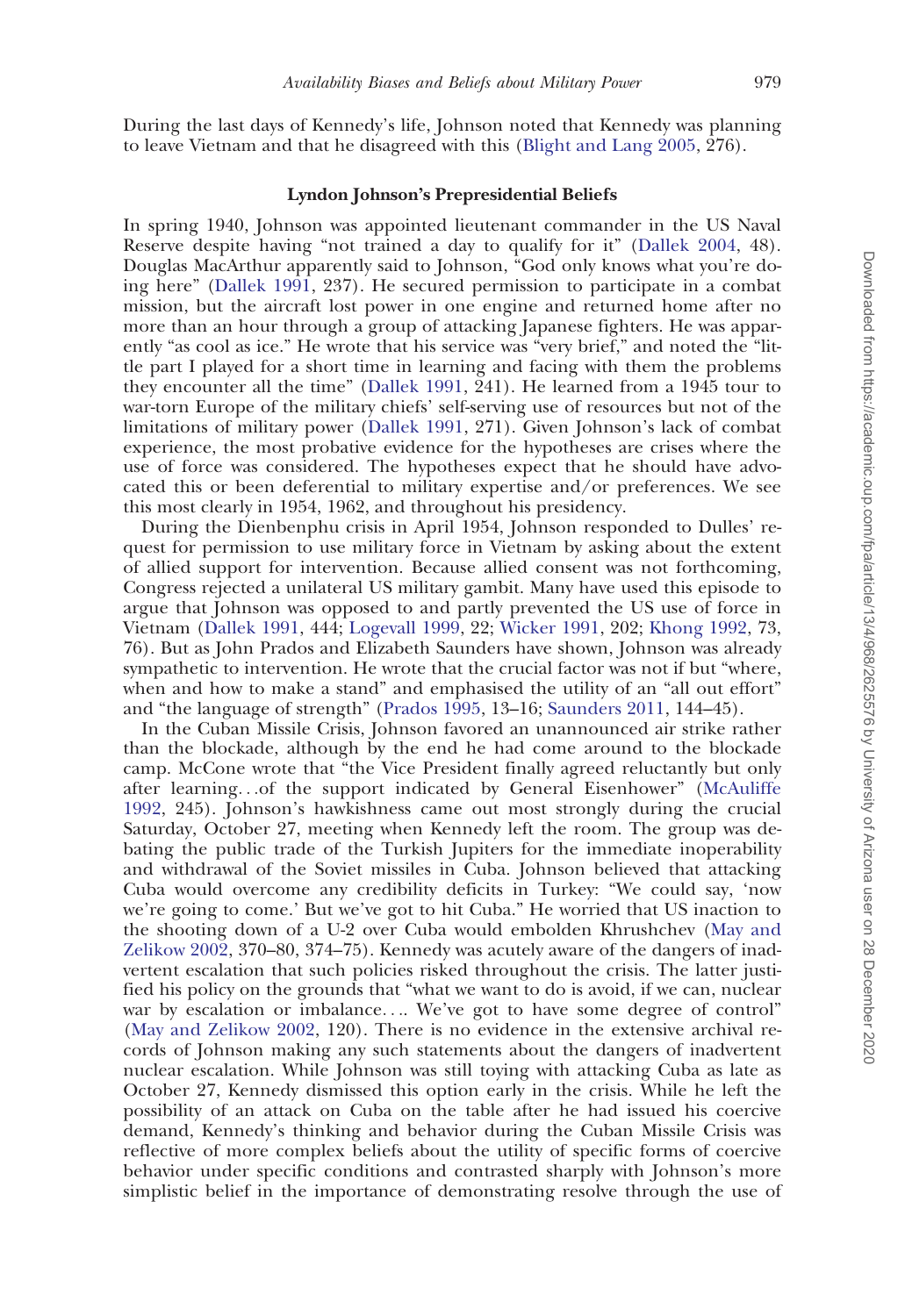During the last days of Kennedy's life, Johnson noted that Kennedy was planning to leave Vietnam and that he disagreed with this (Blight and Lang 2005, 276).

### Lyndon Johnson's Prepresidential Beliefs

In spring 1940, Johnson was appointed lieutenant commander in the US Naval Reserve despite having "not trained a day to qualify for it" (Dallek 2004, 48). Douglas MacArthur apparently said to Johnson, "God only knows what you're doing here" (Dallek 1991, 237). He secured permission to participate in a combat mission, but the aircraft lost power in one engine and returned home after no more than an hour through a group of attacking Japanese fighters. He was apparently "as cool as ice." He wrote that his service was "very brief," and noted the "little part I played for a short time in learning and facing with them the problems they encounter all the time" (Dallek 1991, 241). He learned from a 1945 tour to war-torn Europe of the military chiefs' self-serving use of resources but not of the limitations of military power (Dallek 1991, 271). Given Johnson's lack of combat experience, the most probative evidence for the hypotheses are crises where the use of force was considered. The hypotheses expect that he should have advocated this or been deferential to military expertise and/or preferences. We see this most clearly in 1954, 1962, and throughout his presidency.

During the Dienbenphu crisis in April 1954, Johnson responded to Dulles' request for permission to use military force in Vietnam by asking about the extent of allied support for intervention. Because allied consent was not forthcoming, Congress rejected a unilateral US military gambit. Many have used this episode to argue that Johnson was opposed to and partly prevented the US use of force in Vietnam (Dallek 1991, 444; Logevall 1999, 22; Wicker 1991, 202; Khong 1992, 73, 76). But as John Prados and Elizabeth Saunders have shown, Johnson was already sympathetic to intervention. He wrote that the crucial factor was not if but "where, when and how to make a stand" and emphasised the utility of an "all out effort" and "the language of strength" (Prados 1995, 13–16; Saunders 2011, 144–45).

In the Cuban Missile Crisis, Johnson favored an unannounced air strike rather than the blockade, although by the end he had come around to the blockade camp. McCone wrote that "the Vice President finally agreed reluctantly but only after learning…of the support indicated by General Eisenhower" (McAuliffe 1992, 245). Johnson's hawkishness came out most strongly during the crucial Saturday, October 27, meeting when Kennedy left the room. The group was debating the public trade of the Turkish Jupiters for the immediate inoperability and withdrawal of the Soviet missiles in Cuba. Johnson believed that attacking Cuba would overcome any credibility deficits in Turkey: "We could say, 'now we're going to come.' But we've got to hit Cuba." He worried that US inaction to the shooting down of a U-2 over Cuba would embolden Khrushchev (May and Zelikow 2002, 370–80, 374–75). Kennedy was acutely aware of the dangers of inadvertent escalation that such policies risked throughout the crisis. The latter justified his policy on the grounds that "what we want to do is avoid, if we can, nuclear war by escalation or imbalance…. We've got to have some degree of control" (May and Zelikow 2002, 120). There is no evidence in the extensive archival records of Johnson making any such statements about the dangers of inadvertent nuclear escalation. While Johnson was still toying with attacking Cuba as late as October 27, Kennedy dismissed this option early in the crisis. While he left the possibility of an attack on Cuba on the table after he had issued his coercive demand, Kennedy's thinking and behavior during the Cuban Missile Crisis was reflective of more complex beliefs about the utility of specific forms of coercive behavior under specific conditions and contrasted sharply with Johnson's more simplistic belief in the importance of demonstrating resolve through the use of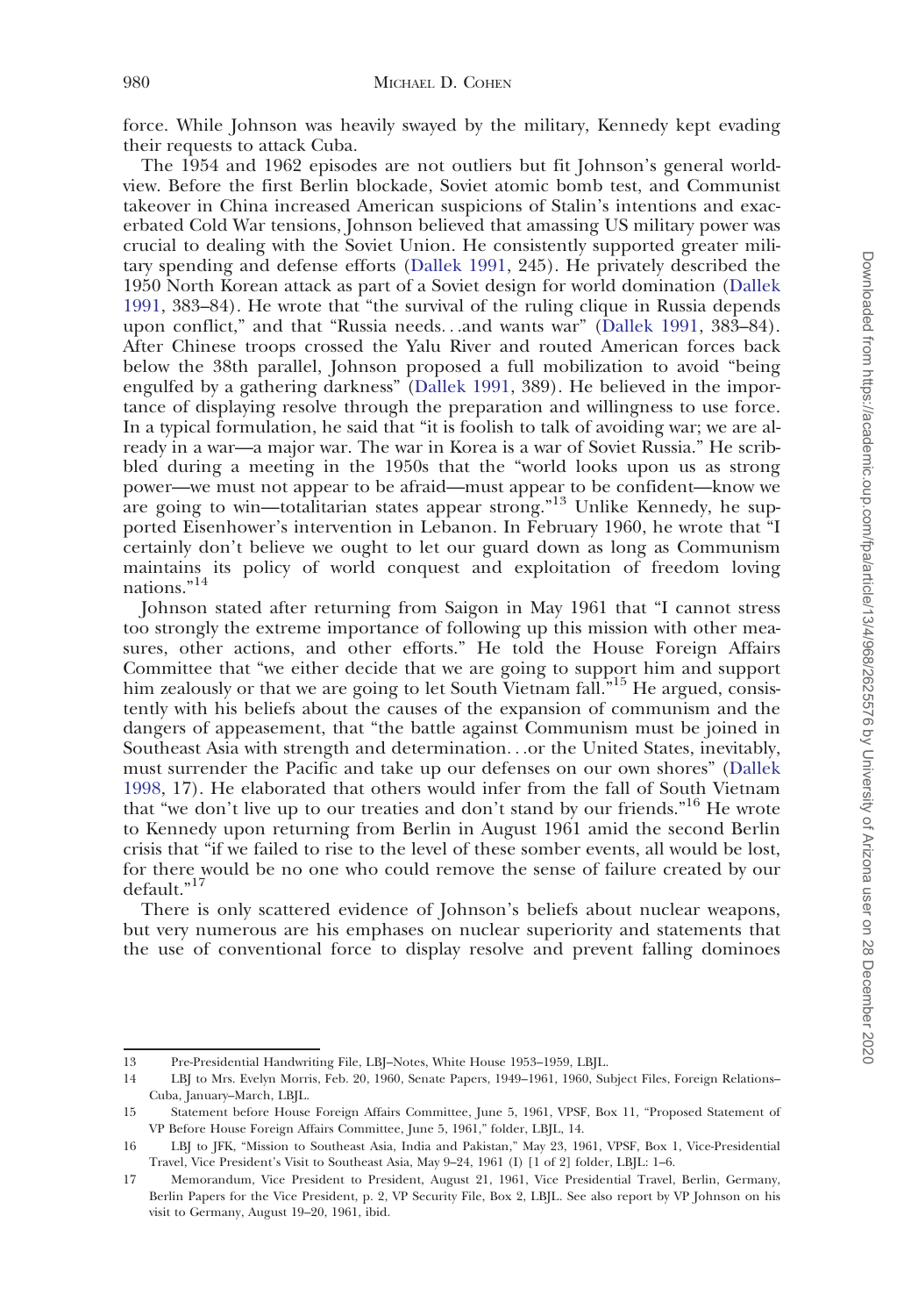force. While Johnson was heavily swayed by the military, Kennedy kept evading their requests to attack Cuba.

The 1954 and 1962 episodes are not outliers but fit Johnson's general worldview. Before the first Berlin blockade, Soviet atomic bomb test, and Communist takeover in China increased American suspicions of Stalin's intentions and exacerbated Cold War tensions, Johnson believed that amassing US military power was crucial to dealing with the Soviet Union. He consistently supported greater military spending and defense efforts (Dallek 1991, 245). He privately described the 1950 North Korean attack as part of a Soviet design for world domination (Dallek 1991, 383–84). He wrote that "the survival of the ruling clique in Russia depends upon conflict," and that "Russia needs. . .and wants war" (Dallek 1991, 383–84). After Chinese troops crossed the Yalu River and routed American forces back below the 38th parallel, Johnson proposed a full mobilization to avoid "being engulfed by a gathering darkness" (Dallek 1991, 389). He believed in the importance of displaying resolve through the preparation and willingness to use force. In a typical formulation, he said that "it is foolish to talk of avoiding war; we are already in a war—a major war. The war in Korea is a war of Soviet Russia." He scribbled during a meeting in the 1950s that the "world looks upon us as strong power—we must not appear to be afraid—must appear to be confident—know we are going to win—totalitarian states appear strong."[13] Unlike Kennedy, he supported Eisenhower's intervention in Lebanon. In February 1960, he wrote that "I certainly don't believe we ought to let our guard down as long as Communism maintains its policy of world conquest and exploitation of freedom loving nations."[14]

Johnson stated after returning from Saigon in May 1961 that "I cannot stress too strongly the extreme importance of following up this mission with other measures, other actions, and other efforts." He told the House Foreign Affairs Committee that "we either decide that we are going to support him and support him zealously or that we are going to let South Vietnam fall."[15] He argued, consistently with his beliefs about the causes of the expansion of communism and the dangers of appeasement, that "the battle against Communism must be joined in Southeast Asia with strength and determination. . .or the United States, inevitably, must surrender the Pacific and take up our defenses on our own shores" (Dallek 1998, 17). He elaborated that others would infer from the fall of South Vietnam that "we don't live up to our treaties and don't stand by our friends."[16] He wrote to Kennedy upon returning from Berlin in August 1961 amid the second Berlin crisis that "if we failed to rise to the level of these somber events, all would be lost, for there would be no one who could remove the sense of failure created by our default."[17]

There is only scattered evidence of Johnson's beliefs about nuclear weapons, but very numerous are his emphases on nuclear superiority and statements that the use of conventional force to display resolve and prevent falling dominoes

---

13 Pre-Presidential Handwriting File, LBJ–Notes, White House 1953–1959, LBJL.

14 LBJ to Mrs. Evelyn Morris, Feb. 20, 1960, Senate Papers, 1949–1961, 1960, Subject Files, Foreign Relations–Cuba, January–March, LBJL.

15 Statement before House Foreign Affairs Committee, June 5, 1961, VPSF, Box 11, "Proposed Statement of VP Before House Foreign Affairs Committee, June 5, 1961," folder, LBJL, 14.

16 LBJ to JFK, "Mission to Southeast Asia, India and Pakistan," May 23, 1961, VPSF, Box 1, Vice-Presidential Travel, Vice President's Visit to Southeast Asia, May 9–24, 1961 (I) [1 of 2] folder, LBJL: 1–6.

17 Memorandum, Vice President to President, August 21, 1961, Vice Presidential Travel, Berlin, Germany, Berlin Papers for the Vice President, p. 2, VP Security File, Box 2, LBJL. See also report by VP Johnson on his visit to Germany, August 19–20, 1961, ibid.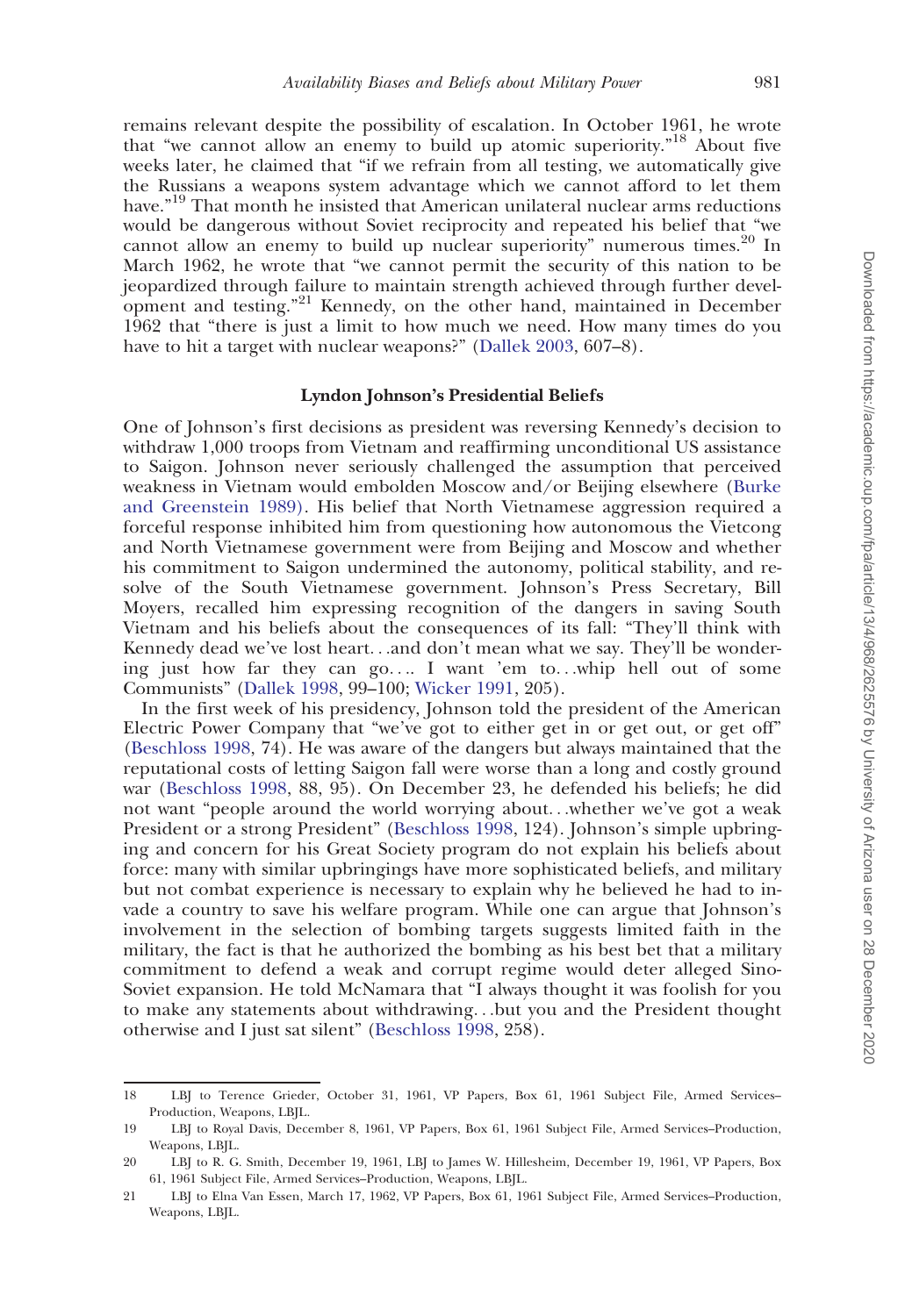remains relevant despite the possibility of escalation. In October 1961, he wrote that "we cannot allow an enemy to build up atomic superiority."[18] About five weeks later, he claimed that "if we refrain from all testing, we automatically give the Russians a weapons system advantage which we cannot afford to let them have."[19] That month he insisted that American unilateral nuclear arms reductions would be dangerous without Soviet reciprocity and repeated his belief that "we cannot allow an enemy to build up nuclear superiority" numerous times.[20] In March 1962, he wrote that "we cannot permit the security of this nation to be jeopardized through failure to maintain strength achieved through further development and testing."[21] Kennedy, on the other hand, maintained in December 1962 that "there is just a limit to how much we need. How many times do you have to hit a target with nuclear weapons?" (Dallek 2003, 607–8).

### Lyndon Johnson's Presidential Beliefs

One of Johnson's first decisions as president was reversing Kennedy's decision to withdraw 1,000 troops from Vietnam and reaffirming unconditional US assistance to Saigon. Johnson never seriously challenged the assumption that perceived weakness in Vietnam would embolden Moscow and/or Beijing elsewhere (Burke and Greenstein 1989). His belief that North Vietnamese aggression required a forceful response inhibited him from questioning how autonomous the Vietcong and North Vietnamese government were from Beijing and Moscow and whether his commitment to Saigon undermined the autonomy, political stability, and resolve of the South Vietnamese government. Johnson's Press Secretary, Bill Moyers, recalled him expressing recognition of the dangers in saving South Vietnam and his beliefs about the consequences of its fall: "They'll think with Kennedy dead we've lost heart…and don't mean what we say. They'll be wondering just how far they can go…. I want 'em to…whip hell out of some Communists" (Dallek 1998, 99–100; Wicker 1991, 205).

In the first week of his presidency, Johnson told the president of the American Electric Power Company that "we've got to either get in or get out, or get off" (Beschloss 1998, 74). He was aware of the dangers but always maintained that the reputational costs of letting Saigon fall were worse than a long and costly ground war (Beschloss 1998, 88, 95). On December 23, he defended his beliefs; he did not want "people around the world worrying about…whether we've got a weak President or a strong President" (Beschloss 1998, 124). Johnson's simple upbringing and concern for his Great Society program do not explain his beliefs about force: many with similar upbringings have more sophisticated beliefs, and military but not combat experience is necessary to explain why he believed he had to invade a country to save his welfare program. While one can argue that Johnson's involvement in the selection of bombing targets suggests limited faith in the military, the fact is that he authorized the bombing as his best bet that a military commitment to defend a weak and corrupt regime would deter alleged Sino-Soviet expansion. He told McNamara that "I always thought it was foolish for you to make any statements about withdrawing…but you and the President thought otherwise and I just sat silent" (Beschloss 1998, 258).

---

18 LBJ to Terence Grieder, October 31, 1961, VP Papers, Box 61, 1961 Subject File, Armed Services–Production, Weapons, LBJL.

19 LBJ to Royal Davis, December 8, 1961, VP Papers, Box 61, 1961 Subject File, Armed Services–Production, Weapons, LBJL.

20 LBJ to R. G. Smith, December 19, 1961, LBJ to James W. Hillesheim, December 19, 1961, VP Papers, Box 61, 1961 Subject File, Armed Services–Production, Weapons, LBJL.

21 LBJ to Elna Van Essen, March 17, 1962, VP Papers, Box 61, 1961 Subject File, Armed Services–Production, Weapons, LBJL.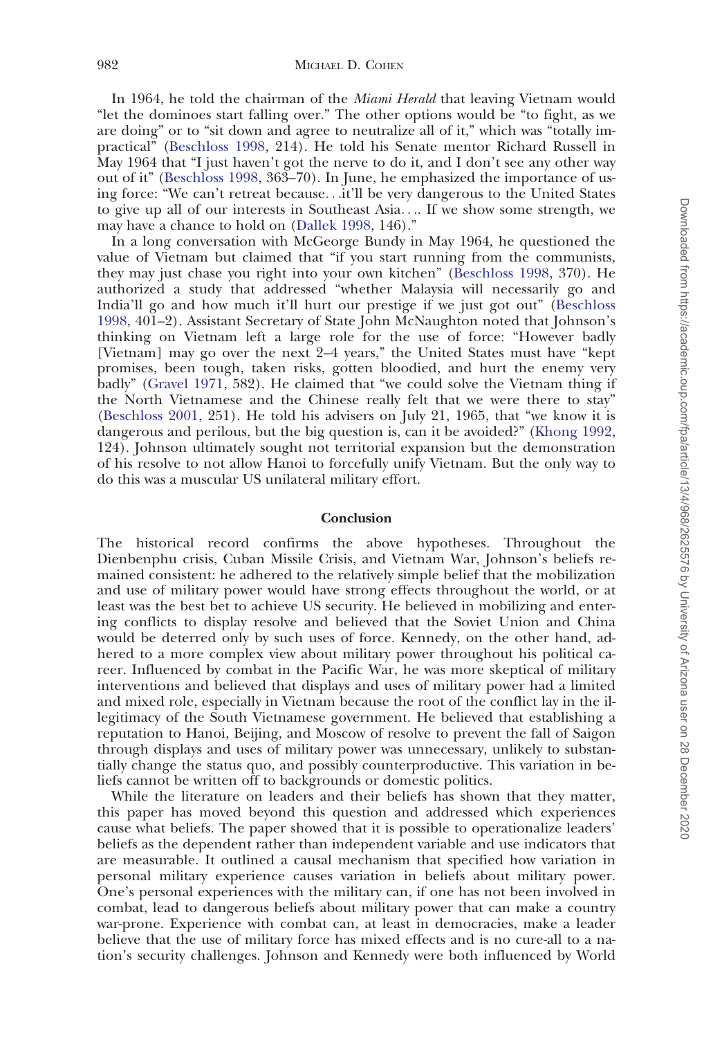In 1964, he told the chairman of the *Miami Herald* that leaving Vietnam would "let the dominoes start falling over." The other options would be "to fight, as we are doing" or to "sit down and agree to neutralize all of it," which was "totally impractical" (Beschloss 1998, 214). He told his Senate mentor Richard Russell in May 1964 that "I just haven't got the nerve to do it, and I don't see any other way out of it" (Beschloss 1998, 363–70). In June, he emphasized the importance of using force: "We can't retreat because. . .it'll be very dangerous to the United States to give up all of our interests in Southeast Asia. . .. If we show some strength, we may have a chance to hold on (Dallek 1998, 146)."

In a long conversation with McGeorge Bundy in May 1964, he questioned the value of Vietnam but claimed that "if you start running from the communists, they may just chase you right into your own kitchen" (Beschloss 1998, 370). He authorized a study that addressed "whether Malaysia will necessarily go and India'll go and how much it'll hurt our prestige if we just got out" (Beschloss 1998, 401–2). Assistant Secretary of State John McNaughton noted that Johnson's thinking on Vietnam left a large role for the use of force: "However badly [Vietnam] may go over the next 2–4 years," the United States must have "kept promises, been tough, taken risks, gotten bloodied, and hurt the enemy very badly" (Gravel 1971, 582). He claimed that "we could solve the Vietnam thing if the North Vietnamese and the Chinese really felt that we were there to stay" (Beschloss 2001, 251). He told his advisers on July 21, 1965, that "we know it is dangerous and perilous, but the big question is, can it be avoided?" (Khong 1992, 124). Johnson ultimately sought not territorial expansion but the demonstration of his resolve to not allow Hanoi to forcefully unify Vietnam. But the only way to do this was a muscular US unilateral military effort.

## Conclusion

The historical record confirms the above hypotheses. Throughout the Dienbenphu crisis, Cuban Missile Crisis, and Vietnam War, Johnson's beliefs remained consistent: he adhered to the relatively simple belief that the mobilization and use of military power would have strong effects throughout the world, or at least was the best bet to achieve US security. He believed in mobilizing and entering conflicts to display resolve and believed that the Soviet Union and China would be deterred only by such uses of force. Kennedy, on the other hand, adhered to a more complex view about military power throughout his political career. Influenced by combat in the Pacific War, he was more skeptical of military interventions and believed that displays and uses of military power had a limited and mixed role, especially in Vietnam because the root of the conflict lay in the illegitimacy of the South Vietnamese government. He believed that establishing a reputation to Hanoi, Beijing, and Moscow of resolve to prevent the fall of Saigon through displays and uses of military power was unnecessary, unlikely to substantially change the status quo, and possibly counterproductive. This variation in beliefs cannot be written off to backgrounds or domestic politics.

While the literature on leaders and their beliefs has shown that they matter, this paper has moved beyond this question and addressed which experiences cause what beliefs. The paper showed that it is possible to operationalize leaders' beliefs as the dependent rather than independent variable and use indicators that are measurable. It outlined a causal mechanism that specified how variation in personal military experience causes variation in beliefs about military power. One's personal experiences with the military can, if one has not been involved in combat, lead to dangerous beliefs about military power that can make a country war-prone. Experience with combat can, at least in democracies, make a leader believe that the use of military force has mixed effects and is no cure-all to a nation's security challenges. Johnson and Kennedy were both influenced by World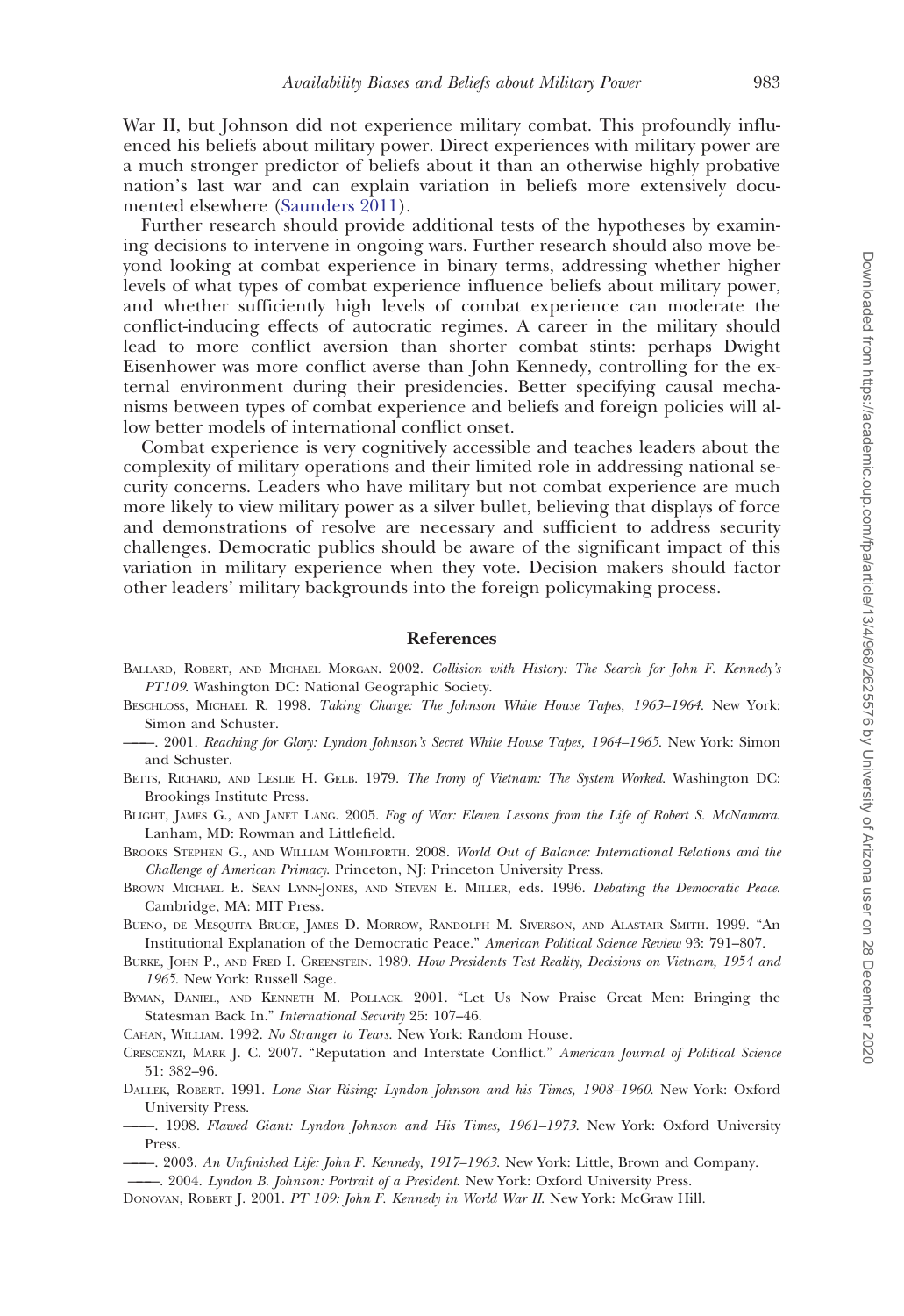War II, but Johnson did not experience military combat. This profoundly influenced his beliefs about military power. Direct experiences with military power are a much stronger predictor of beliefs about it than an otherwise highly probative nation's last war and can explain variation in beliefs more extensively documented elsewhere (Saunders 2011).

Further research should provide additional tests of the hypotheses by examining decisions to intervene in ongoing wars. Further research should also move beyond looking at combat experience in binary terms, addressing whether higher levels of what types of combat experience influence beliefs about military power, and whether sufficiently high levels of combat experience can moderate the conflict-inducing effects of autocratic regimes. A career in the military should lead to more conflict aversion than shorter combat stints: perhaps Dwight Eisenhower was more conflict averse than John Kennedy, controlling for the external environment during their presidencies. Better specifying causal mechanisms between types of combat experience and beliefs and foreign policies will allow better models of international conflict onset.

Combat experience is very cognitively accessible and teaches leaders about the complexity of military operations and their limited role in addressing national security concerns. Leaders who have military but not combat experience are much more likely to view military power as a silver bullet, believing that displays of force and demonstrations of resolve are necessary and sufficient to address security challenges. Democratic publics should be aware of the significant impact of this variation in military experience when they vote. Decision makers should factor other leaders' military backgrounds into the foreign policymaking process.

## References

Ballard, Robert, and Michael Morgan. 2002. *Collision with History: The Search for John F. Kennedy's PT109*. Washington DC: National Geographic Society.

Beschloss, Michael R. 1998. *Taking Charge: The Johnson White House Tapes, 1963–1964*. New York: Simon and Schuster.

——. 2001. *Reaching for Glory: Lyndon Johnson's Secret White House Tapes, 1964–1965*. New York: Simon and Schuster.

Betts, Richard, and Leslie H. Gelb. 1979. *The Irony of Vietnam: The System Worked*. Washington DC: Brookings Institute Press.

Blight, James G., and Janet Lang. 2005. *Fog of War: Eleven Lessons from the Life of Robert S. McNamara*. Lanham, MD: Rowman and Littlefield.

Brooks Stephen G., and William Wohlforth. 2008. *World Out of Balance: International Relations and the Challenge of American Primacy*. Princeton, NJ: Princeton University Press.

Brown Michael E. Sean Lynn-Jones, and Steven E. Miller, eds. 1996. *Debating the Democratic Peace*. Cambridge, MA: MIT Press.

Bueno, de Mesquita Bruce, James D. Morrow, Randolph M. Siverson, and Alastair Smith. 1999. "An Institutional Explanation of the Democratic Peace." *American Political Science Review* 93: 791–807.

Burke, John P., and Fred I. Greenstein. 1989. *How Presidents Test Reality, Decisions on Vietnam, 1954 and 1965*. New York: Russell Sage.

Byman, Daniel, and Kenneth M. Pollack. 2001. "Let Us Now Praise Great Men: Bringing the Statesman Back In." *International Security* 25: 107–46.

Cahan, William. 1992. *No Stranger to Tears*. New York: Random House.

Crescenzi, Mark J. C. 2007. "Reputation and Interstate Conflict." *American Journal of Political Science* 51: 382–96.

Dallek, Robert. 1991. *Lone Star Rising: Lyndon Johnson and his Times, 1908–1960*. New York: Oxford University Press.

——. 1998. *Flawed Giant: Lyndon Johnson and His Times, 1961–1973*. New York: Oxford University Press.

——. 2003. *An Unfinished Life: John F. Kennedy, 1917–1963*. New York: Little, Brown and Company.

——. 2004. *Lyndon B. Johnson: Portrait of a President*. New York: Oxford University Press.

Donovan, Robert J. 2001. *PT 109: John F. Kennedy in World War II*. New York: McGraw Hill.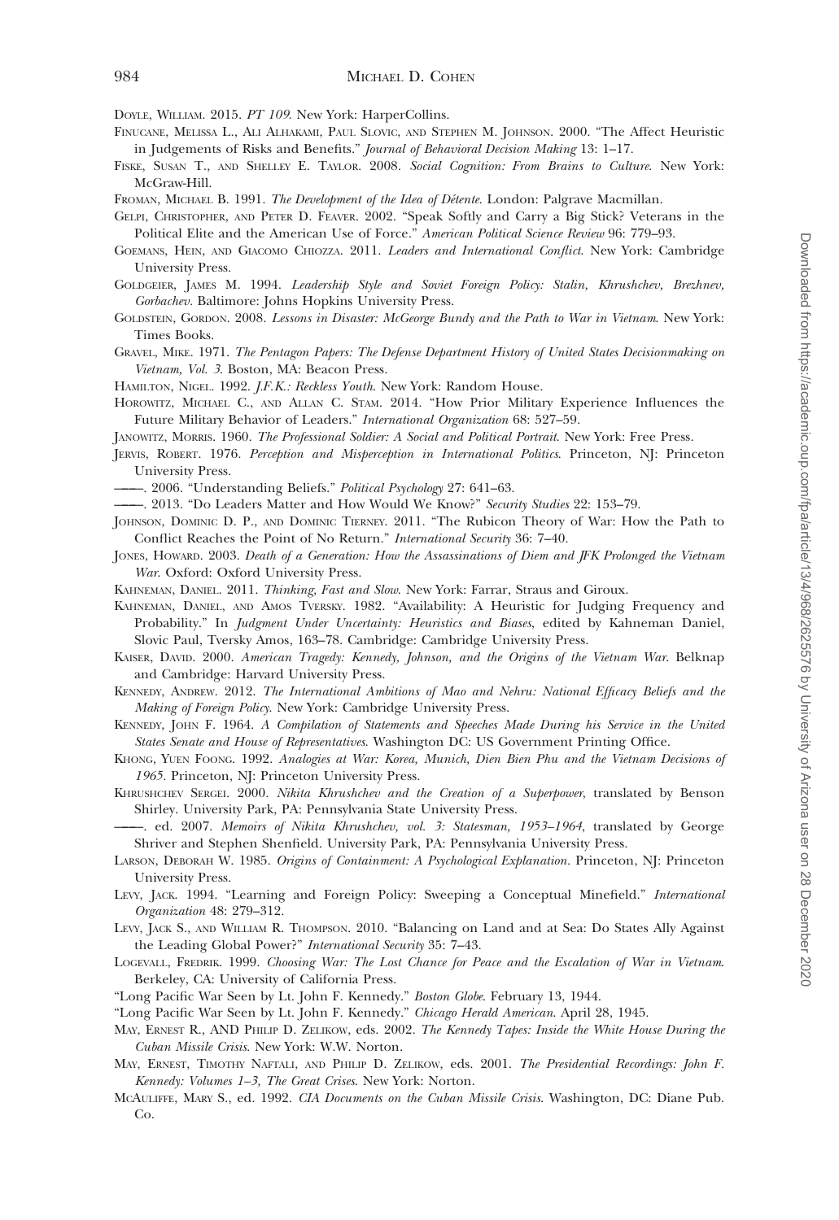Doyle, William. 2015. *PT 109*. New York: HarperCollins.

Finucane, Melissa L., Ali Alhakami, Paul Slovic, and Stephen M. Johnson. 2000. "The Affect Heuristic in Judgements of Risks and Benefits." *Journal of Behavioral Decision Making* 13: 1–17.

Fiske, Susan T., and Shelley E. Taylor. 2008. *Social Cognition: From Brains to Culture*. New York: McGraw-Hill.

Froman, Michael B. 1991. *The Development of the Idea of Détente*. London: Palgrave Macmillan.

Gelpi, Christopher, and Peter D. Feaver. 2002. "Speak Softly and Carry a Big Stick? Veterans in the Political Elite and the American Use of Force." *American Political Science Review* 96: 779–93.

Goemans, Hein, and Giacomo Chiozza. 2011. *Leaders and International Conflict*. New York: Cambridge University Press.

Goldgeier, James M. 1994. *Leadership Style and Soviet Foreign Policy: Stalin, Khrushchev, Brezhnev, Gorbachev*. Baltimore: Johns Hopkins University Press.

Goldstein, Gordon. 2008. *Lessons in Disaster: McGeorge Bundy and the Path to War in Vietnam*. New York: Times Books.

Gravel, Mike. 1971. *The Pentagon Papers: The Defense Department History of United States Decisionmaking on Vietnam, Vol. 3*. Boston, MA: Beacon Press.

Hamilton, Nigel. 1992. *J.F.K.: Reckless Youth*. New York: Random House.

Horowitz, Michael C., and Allan C. Stam. 2014. "How Prior Military Experience Influences the Future Military Behavior of Leaders." *International Organization* 68: 527–59.

Janowitz, Morris. 1960. *The Professional Soldier: A Social and Political Portrait*. New York: Free Press.

Jervis, Robert. 1976. *Perception and Misperception in International Politics*. Princeton, NJ: Princeton University Press.

———. 2006. "Understanding Beliefs." *Political Psychology* 27: 641–63.

———. 2013. "Do Leaders Matter and How Would We Know?" *Security Studies* 22: 153–79.

Johnson, Dominic D. P., and Dominic Tierney. 2011. "The Rubicon Theory of War: How the Path to Conflict Reaches the Point of No Return." *International Security* 36: 7–40.

Jones, Howard. 2003. *Death of a Generation: How the Assassinations of Diem and JFK Prolonged the Vietnam War*. Oxford: Oxford University Press.

Kahneman, Daniel. 2011. *Thinking, Fast and Slow*. New York: Farrar, Straus and Giroux.

Kahneman, Daniel, and Amos Tversky. 1982. "Availability: A Heuristic for Judging Frequency and Probability." In *Judgment Under Uncertainty: Heuristics and Biases*, edited by Kahneman Daniel, Slovic Paul, Tversky Amos, 163–78. Cambridge: Cambridge University Press.

Kaiser, David. 2000. *American Tragedy: Kennedy, Johnson, and the Origins of the Vietnam War*. Belknap and Cambridge: Harvard University Press.

Kennedy, Andrew. 2012. *The International Ambitions of Mao and Nehru: National Efficacy Beliefs and the Making of Foreign Policy*. New York: Cambridge University Press.

Kennedy, John F. 1964. *A Compilation of Statements and Speeches Made During his Service in the United States Senate and House of Representatives*. Washington DC: US Government Printing Office.

Khong, Yuen Foong. 1992. *Analogies at War: Korea, Munich, Dien Bien Phu and the Vietnam Decisions of 1965*. Princeton, NJ: Princeton University Press.

Khrushchev Sergei. 2000. *Nikita Khrushchev and the Creation of a Superpower*, translated by Benson Shirley. University Park, PA: Pennsylvania State University Press.

———. ed. 2007. *Memoirs of Nikita Khrushchev, vol. 3: Statesman, 1953–1964,* translated by George Shriver and Stephen Shenfield. University Park, PA: Pennsylvania University Press.

Larson, Deborah W. 1985. *Origins of Containment: A Psychological Explanation*. Princeton, NJ: Princeton University Press.

Levy, Jack. 1994. "Learning and Foreign Policy: Sweeping a Conceptual Minefield." *International Organization* 48: 279–312.

Levy, Jack S., and William R. Thompson. 2010. "Balancing on Land and at Sea: Do States Ally Against the Leading Global Power?" *International Security* 35: 7–43.

Logevall, Fredrik. 1999. *Choosing War: The Lost Chance for Peace and the Escalation of War in Vietnam*. Berkeley, CA: University of California Press.

"Long Pacific War Seen by Lt. John F. Kennedy." *Boston Globe*. February 13, 1944.

"Long Pacific War Seen by Lt. John F. Kennedy." *Chicago Herald American*. April 28, 1945.

May, Ernest R., AND Philip D. Zelikow, eds. 2002. *The Kennedy Tapes: Inside the White House During the Cuban Missile Crisis*. New York: W.W. Norton.

May, Ernest, Timothy Naftali, and Philip D. Zelikow, eds. 2001. *The Presidential Recordings: John F. Kennedy: Volumes 1–3, The Great Crises*. New York: Norton.

McAuliffe, Mary S., ed. 1992. *CIA Documents on the Cuban Missile Crisis*. Washington, DC: Diane Pub. Co.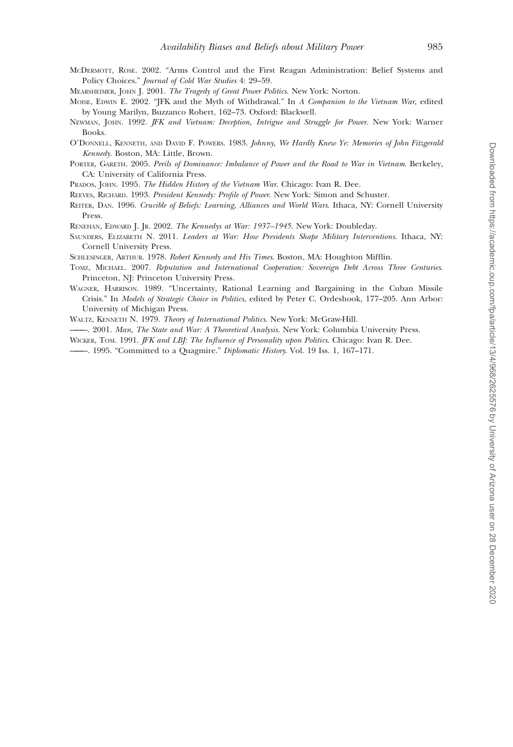McDermott, Rose. 2002. "Arms Control and the First Reagan Administration: Belief Systems and Policy Choices." *Journal of Cold War Studies* 4: 29–59.

Mearsheimer, John J. 2001. *The Tragedy of Great Power Politics*. New York: Norton.

Moise, Edwin E. 2002. "JFK and the Myth of Withdrawal." In *A Companion to the Vietnam War*, edited by Young Marilyn, Buzzanco Robert, 162–73. Oxford: Blackwell.

Newman, John. 1992. *JFK and Vietnam: Deception, Intrigue and Struggle for Power*. New York: Warner Books.

O'Donnell, Kenneth, and David F. Powers. 1983. *Johnny, We Hardly Knew Ye: Memories of John Fitzgerald Kennedy*. Boston, MA: Little, Brown.

Porter, Gareth. 2005. *Perils of Dominance: Imbalance of Power and the Road to War in Vietnam*. Berkeley, CA: University of California Press.

Prados, John. 1995. *The Hidden History of the Vietnam War*. Chicago: Ivan R. Dee.

Reeves, Richard. 1993. *President Kennedy: Profile of Power*. New York: Simon and Schuster.

Reiter, Dan. 1996. *Crucible of Beliefs: Learning, Alliances and World Wars*. Ithaca, NY: Cornell University Press.

Renehan, Edward J. Jr. 2002. *The Kennedys at War: 1937–1945*. New York: Doubleday.

Saunders, Elizabeth N. 2011. *Leaders at War: How Presidents Shape Military Interventions*. Ithaca, NY: Cornell University Press.

Schlesinger, Arthur. 1978. *Robert Kennedy and His Times*. Boston, MA: Houghton Mifflin.

Tomz, Michael. 2007. *Reputation and International Cooperation: Sovereign Debt Across Three Centuries*. Princeton, NJ: Princeton University Press.

Wagner, Harrison. 1989. "Uncertainty, Rational Learning and Bargaining in the Cuban Missile Crisis." In *Models of Strategic Choice in Politics*, edited by Peter C. Ordeshook, 177–205. Ann Arbor: University of Michigan Press.

Waltz, Kenneth N. 1979. *Theory of International Politics*. New York: McGraw-Hill.

——. 2001. *Man, The State and War: A Theoretical Analysis*. New York: Columbia University Press.

Wicker, Tom. 1991. *JFK and LBJ: The Influence of Personality upon Politics*. Chicago: Ivan R. Dee.

——. 1995. "Committed to a Quagmire." *Diplomatic History*. Vol. 19 Iss. 1, 167–171.